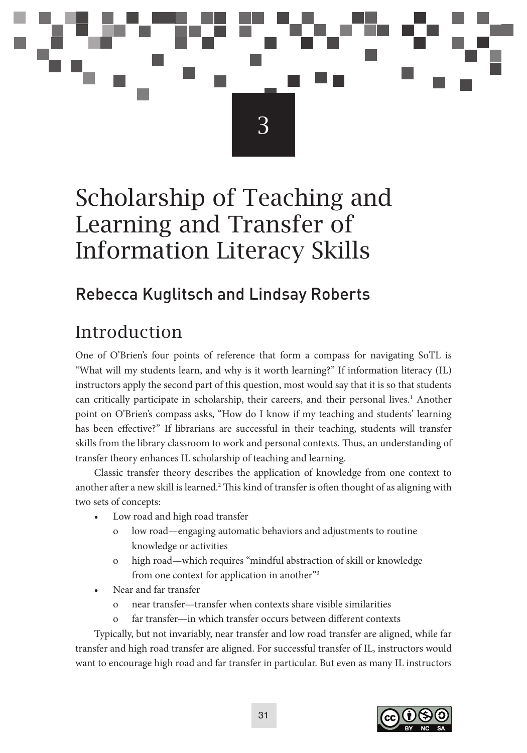3

# Scholarship of Teaching and Learning and Transfer of Information Literacy Skills

## Rebecca Kuglitsch and Lindsay Roberts

## Introduction

One of O'Brien's four points of reference that form a compass for navigating SoTL is "What will my students learn, and why is it worth learning?" If information literacy (IL) instructors apply the second part of this question, most would say that it is so that students can critically participate in scholarship, their careers, and their personal lives.[1] Another point on O'Brien's compass asks, "How do I know if my teaching and students' learning has been effective?" If librarians are successful in their teaching, students will transfer skills from the library classroom to work and personal contexts. Thus, an understanding of transfer theory enhances IL scholarship of teaching and learning.

Classic transfer theory describes the application of knowledge from one context to another after a new skill is learned.[2] This kind of transfer is often thought of as aligning with two sets of concepts:

- Low road and high road transfer
    - low road—engaging automatic behaviors and adjustments to routine knowledge or activities
    - high road—which requires "mindful abstraction of skill or knowledge from one context for application in another"[3]
- Near and far transfer
    - near transfer—transfer when contexts share visible similarities
    - far transfer—in which transfer occurs between different contexts

Typically, but not invariably, near transfer and low road transfer are aligned, while far transfer and high road transfer are aligned. For successful transfer of IL, instructors would want to encourage high road and far transfer in particular. But even as many IL instructors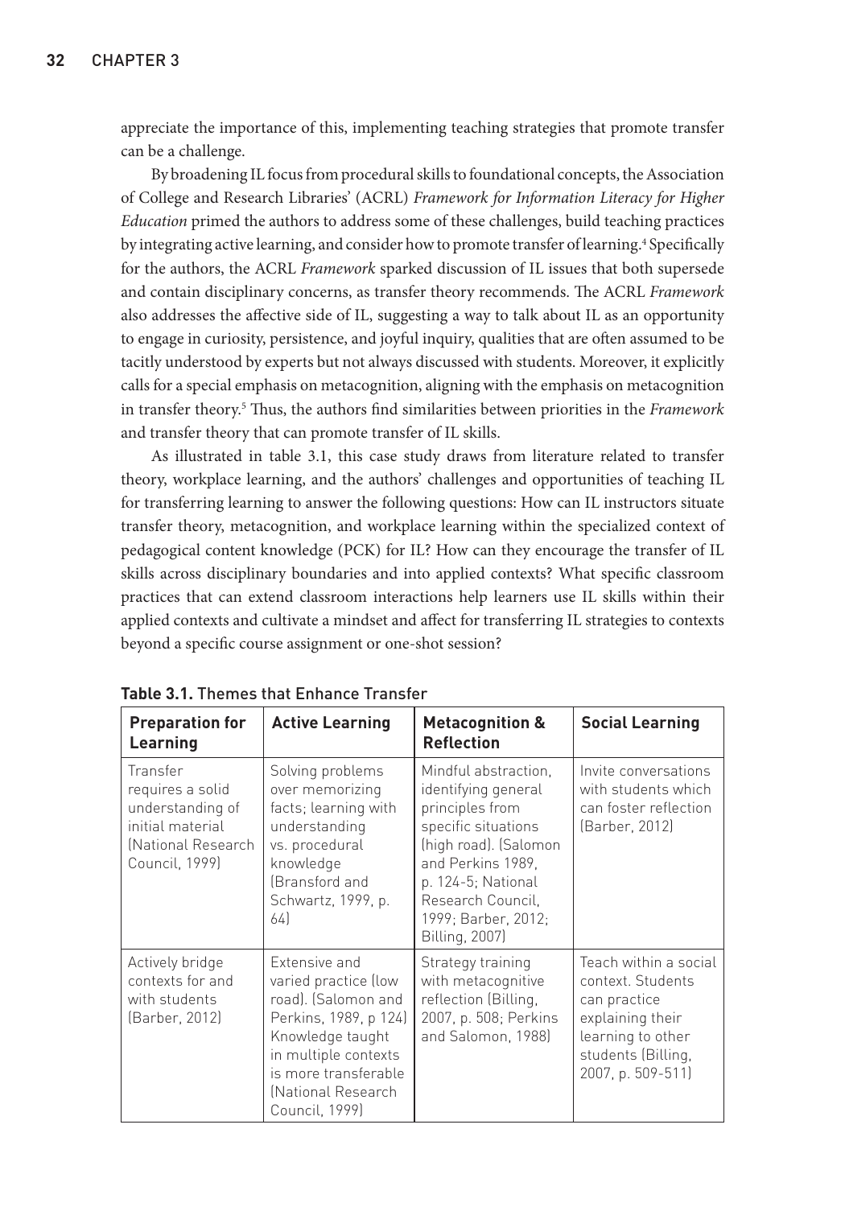appreciate the importance of this, implementing teaching strategies that promote transfer can be a challenge.

By broadening IL focus from procedural skills to foundational concepts, the Association of College and Research Libraries' (ACRL) *Framework for Information Literacy for Higher Education* primed the authors to address some of these challenges, build teaching practices by integrating active learning, and consider how to promote transfer of learning.[4] Specifically for the authors, the ACRL *Framework* sparked discussion of IL issues that both supersede and contain disciplinary concerns, as transfer theory recommends. The ACRL *Framework* also addresses the affective side of IL, suggesting a way to talk about IL as an opportunity to engage in curiosity, persistence, and joyful inquiry, qualities that are often assumed to be tacitly understood by experts but not always discussed with students. Moreover, it explicitly calls for a special emphasis on metacognition, aligning with the emphasis on metacognition in transfer theory.[5] Thus, the authors find similarities between priorities in the *Framework* and transfer theory that can promote transfer of IL skills.

As illustrated in table 3.1, this case study draws from literature related to transfer theory, workplace learning, and the authors' challenges and opportunities of teaching IL for transferring learning to answer the following questions: How can IL instructors situate transfer theory, metacognition, and workplace learning within the specialized context of pedagogical content knowledge (PCK) for IL? How can they encourage the transfer of IL skills across disciplinary boundaries and into applied contexts? What specific classroom practices that can extend classroom interactions help learners use IL skills within their applied contexts and cultivate a mindset and affect for transferring IL strategies to contexts beyond a specific course assignment or one-shot session?

**Table 3.1.** Themes that Enhance Transfer

| Preparation for Learning | Active Learning | Metacognition & Reflection | Social Learning |
|---|---|---|---|
| Transfer requires a solid understanding of initial material (National Research Council, 1999) | Solving problems over memorizing facts; learning with understanding vs. procedural knowledge (Bransford and Schwartz, 1999, p. 64) | Mindful abstraction, identifying general principles from specific situations (high road). (Salomon and Perkins 1989, p. 124-5; National Research Council, 1999; Barber, 2012; Billing, 2007) | Invite conversations with students which can foster reflection (Barber, 2012) |
| Actively bridge contexts for and with students (Barber, 2012) | Extensive and varied practice (low road). (Salomon and Perkins, 1989, p 124) Knowledge taught in multiple contexts is more transferable (National Research Council, 1999) | Strategy training with metacognitive reflection (Billing, 2007, p. 508; Perkins and Salomon, 1988) | Teach within a social context. Students can practice explaining their learning to other students (Billing, 2007, p. 509-511) |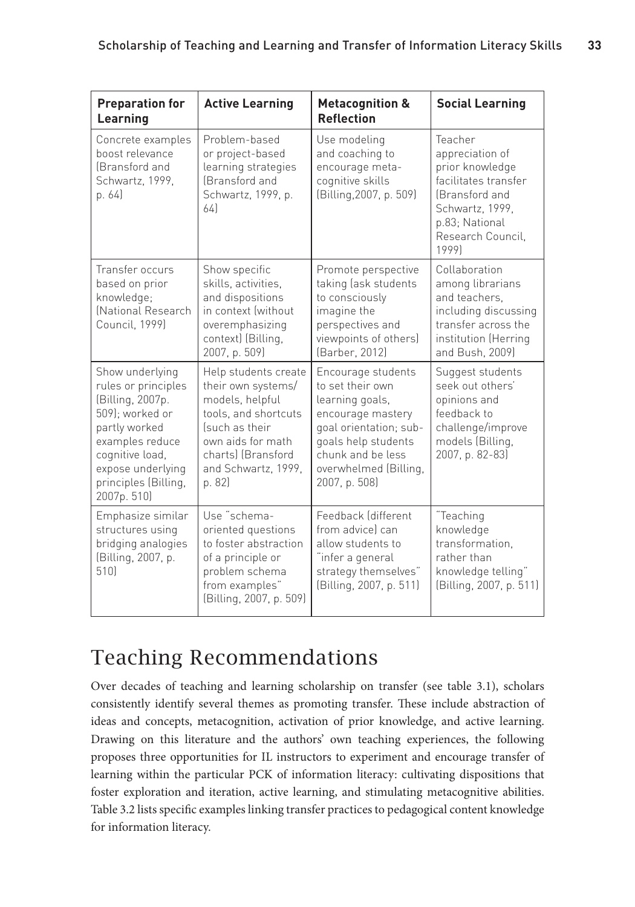| **Preparation for Learning** | **Active Learning** | **Metacognition & Reflection** | **Social Learning** |
|---|---|---|---|
| Concrete examples boost relevance (Bransford and Schwartz, 1999, p. 64) | Problem-based or project-based learning strategies (Bransford and Schwartz, 1999, p. 64) | Use modeling and coaching to encourage meta-cognitive skills (Billing,2007, p. 509) | Teacher appreciation of prior knowledge facilitates transfer (Bransford and Schwartz, 1999, p.83; National Research Council, 1999) |
| Transfer occurs based on prior knowledge; (National Research Council, 1999) | Show specific skills, activities, and dispositions in context (without overemphasizing context) (Billing, 2007, p. 509) | Promote perspective taking (ask students to consciously imagine the perspectives and viewpoints of others) (Barber, 2012) | Collaboration among librarians and teachers, including discussing transfer across the institution (Herring and Bush, 2009) |
| Show underlying rules or principles (Billing, 2007p. 509); worked or partly worked examples reduce cognitive load, expose underlying principles (Billing, 2007p. 510) | Help students create their own systems/ models, helpful tools, and shortcuts (such as their own aids for math charts) (Bransford and Schwartz, 1999, p. 82) | Encourage students to set their own learning goals, encourage mastery goal orientation; sub-goals help students chunk and be less overwhelmed (Billing, 2007, p. 508) | Suggest students seek out others' opinions and feedback to challenge/improve models (Billing, 2007, p. 82-83) |
| Emphasize similar structures using bridging analogies (Billing, 2007, p. 510) | Use "schema-oriented questions to foster abstraction of a principle or problem schema from examples" (Billing, 2007, p. 509) | Feedback (different from advice) can allow students to "infer a general strategy themselves" (Billing, 2007, p. 511) | "Teaching knowledge transformation, rather than knowledge telling" (Billing, 2007, p. 511) |

## Teaching Recommendations

Over decades of teaching and learning scholarship on transfer (see table 3.1), scholars consistently identify several themes as promoting transfer. These include abstraction of ideas and concepts, metacognition, activation of prior knowledge, and active learning. Drawing on this literature and the authors' own teaching experiences, the following proposes three opportunities for IL instructors to experiment and encourage transfer of learning within the particular PCK of information literacy: cultivating dispositions that foster exploration and iteration, active learning, and stimulating metacognitive abilities. Table 3.2 lists specific examples linking transfer practices to pedagogical content knowledge for information literacy.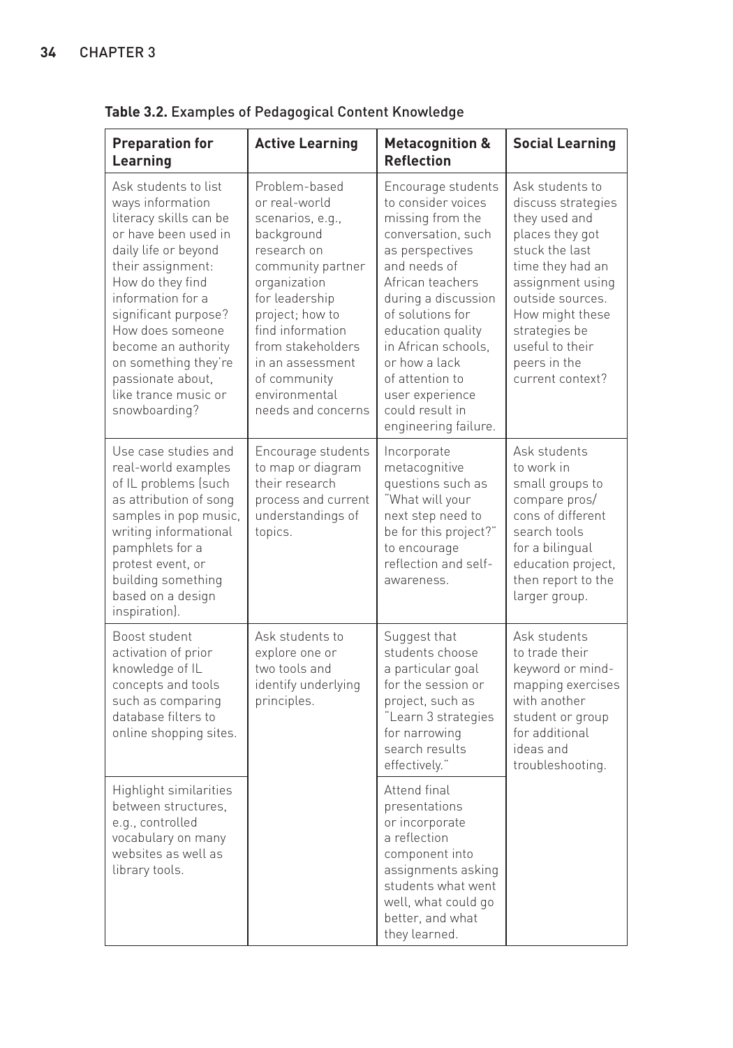**Table 3.2.** Examples of Pedagogical Content Knowledge

| Preparation for Learning | Active Learning | Metacognition & Reflection | Social Learning |
|---|---|---|---|
| Ask students to list ways information literacy skills can be or have been used in daily life or beyond their assignment: How do they find information for a significant purpose? How does someone become an authority on something they're passionate about, like trance music or snowboarding? | Problem-based or real-world scenarios, e.g., background research on community partner organization for leadership project; how to find information from stakeholders in an assessment of community environmental needs and concerns | Encourage students to consider voices missing from the conversation, such as perspectives and needs of African teachers during a discussion of solutions for education quality in African schools, or how a lack of attention to user experience could result in engineering failure. | Ask students to discuss strategies they used and places they got stuck the last time they had an assignment using outside sources. How might these strategies be useful to their peers in the current context? |
| Use case studies and real-world examples of IL problems (such as attribution of song samples in pop music, writing informational pamphlets for a protest event, or building something based on a design inspiration). | Encourage students to map or diagram their research process and current understandings of topics. | Incorporate metacognitive questions such as "What will your next step need to be for this project?" to encourage reflection and self-awareness. | Ask students to work in small groups to compare pros/cons of different search tools for a bilingual education project, then report to the larger group. |
| Boost student activation of prior knowledge of IL concepts and tools such as comparing database filters to online shopping sites. | Ask students to explore one or two tools and identify underlying principles. | Suggest that students choose a particular goal for the session or project, such as "Learn 3 strategies for narrowing search results effectively." | Ask students to trade their keyword or mind-mapping exercises with another student or group for additional ideas and troubleshooting. |
| Highlight similarities between structures, e.g., controlled vocabulary on many websites as well as library tools. | | Attend final presentations or incorporate a reflection component into assignments asking students what went well, what could go better, and what they learned. | |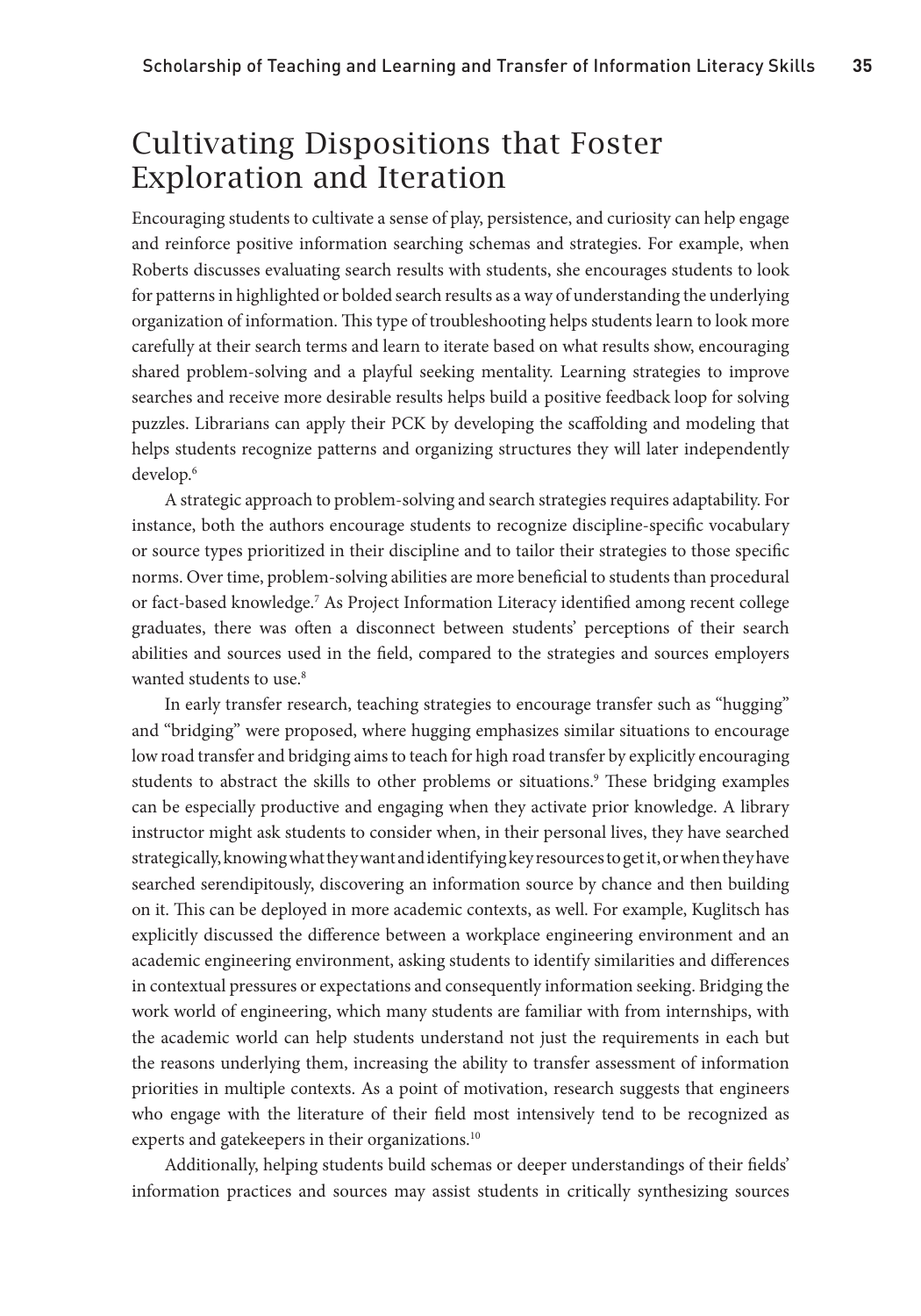## Cultivating Dispositions that Foster Exploration and Iteration

Encouraging students to cultivate a sense of play, persistence, and curiosity can help engage and reinforce positive information searching schemas and strategies. For example, when Roberts discusses evaluating search results with students, she encourages students to look for patterns in highlighted or bolded search results as a way of understanding the underlying organization of information. This type of troubleshooting helps students learn to look more carefully at their search terms and learn to iterate based on what results show, encouraging shared problem-solving and a playful seeking mentality. Learning strategies to improve searches and receive more desirable results helps build a positive feedback loop for solving puzzles. Librarians can apply their PCK by developing the scaffolding and modeling that helps students recognize patterns and organizing structures they will later independently develop.[6]

A strategic approach to problem-solving and search strategies requires adaptability. For instance, both the authors encourage students to recognize discipline-specific vocabulary or source types prioritized in their discipline and to tailor their strategies to those specific norms. Over time, problem-solving abilities are more beneficial to students than procedural or fact-based knowledge.[7] As Project Information Literacy identified among recent college graduates, there was often a disconnect between students' perceptions of their search abilities and sources used in the field, compared to the strategies and sources employers wanted students to use.[8]

In early transfer research, teaching strategies to encourage transfer such as "hugging" and "bridging" were proposed, where hugging emphasizes similar situations to encourage low road transfer and bridging aims to teach for high road transfer by explicitly encouraging students to abstract the skills to other problems or situations.[9] These bridging examples can be especially productive and engaging when they activate prior knowledge. A library instructor might ask students to consider when, in their personal lives, they have searched strategically, knowing what they want and identifying key resources to get it, or when they have searched serendipitously, discovering an information source by chance and then building on it. This can be deployed in more academic contexts, as well. For example, Kuglitsch has explicitly discussed the difference between a workplace engineering environment and an academic engineering environment, asking students to identify similarities and differences in contextual pressures or expectations and consequently information seeking. Bridging the work world of engineering, which many students are familiar with from internships, with the academic world can help students understand not just the requirements in each but the reasons underlying them, increasing the ability to transfer assessment of information priorities in multiple contexts. As a point of motivation, research suggests that engineers who engage with the literature of their field most intensively tend to be recognized as experts and gatekeepers in their organizations.[10]

Additionally, helping students build schemas or deeper understandings of their fields' information practices and sources may assist students in critically synthesizing sources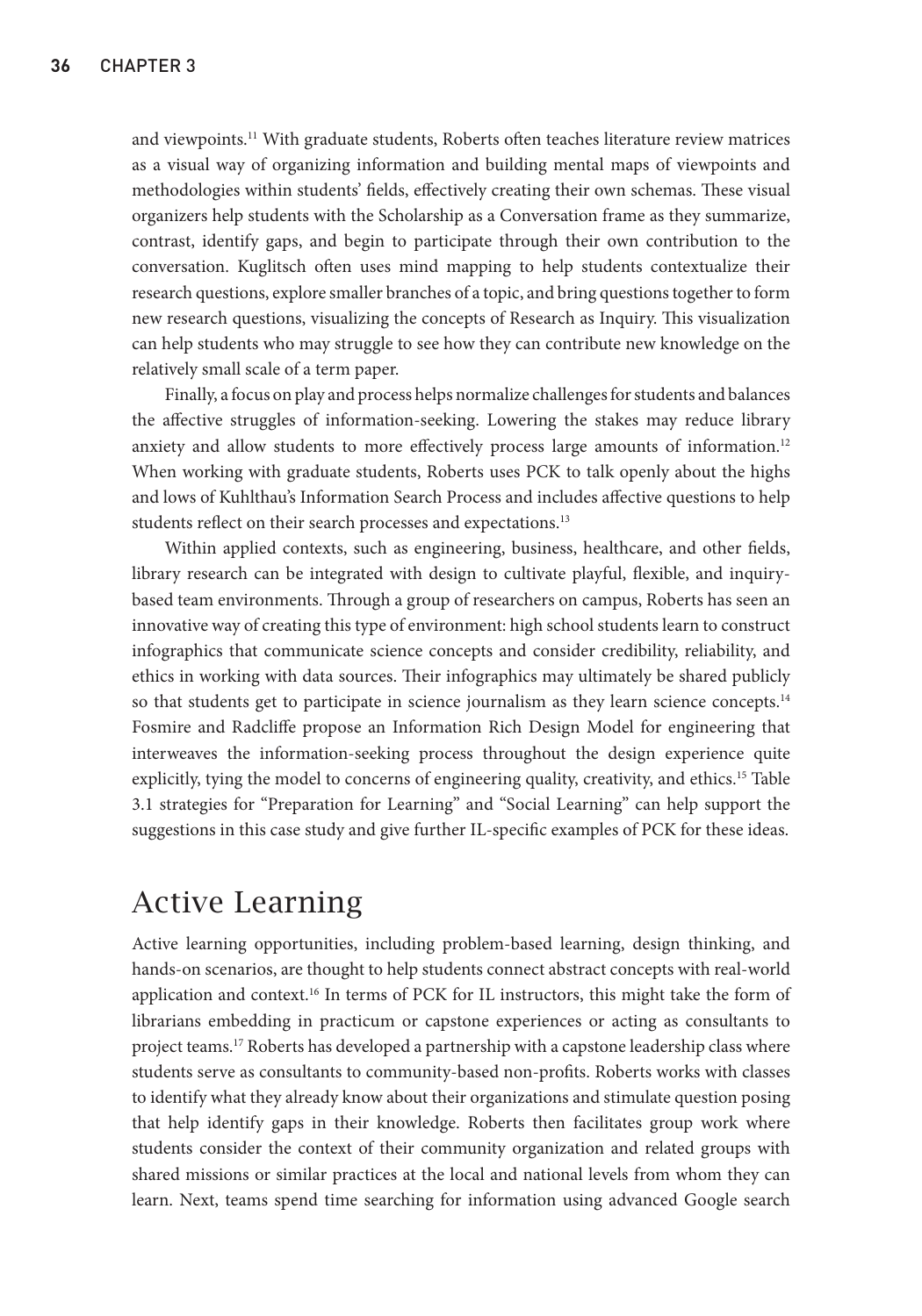and viewpoints.[11] With graduate students, Roberts often teaches literature review matrices as a visual way of organizing information and building mental maps of viewpoints and methodologies within students' fields, effectively creating their own schemas. These visual organizers help students with the Scholarship as a Conversation frame as they summarize, contrast, identify gaps, and begin to participate through their own contribution to the conversation. Kuglitsch often uses mind mapping to help students contextualize their research questions, explore smaller branches of a topic, and bring questions together to form new research questions, visualizing the concepts of Research as Inquiry. This visualization can help students who may struggle to see how they can contribute new knowledge on the relatively small scale of a term paper.

Finally, a focus on play and process helps normalize challenges for students and balances the affective struggles of information-seeking. Lowering the stakes may reduce library anxiety and allow students to more effectively process large amounts of information.[12] When working with graduate students, Roberts uses PCK to talk openly about the highs and lows of Kuhlthau's Information Search Process and includes affective questions to help students reflect on their search processes and expectations.[13]

Within applied contexts, such as engineering, business, healthcare, and other fields, library research can be integrated with design to cultivate playful, flexible, and inquiry-based team environments. Through a group of researchers on campus, Roberts has seen an innovative way of creating this type of environment: high school students learn to construct infographics that communicate science concepts and consider credibility, reliability, and ethics in working with data sources. Their infographics may ultimately be shared publicly so that students get to participate in science journalism as they learn science concepts.[14] Fosmire and Radcliffe propose an Information Rich Design Model for engineering that interweaves the information-seeking process throughout the design experience quite explicitly, tying the model to concerns of engineering quality, creativity, and ethics.[15] Table 3.1 strategies for "Preparation for Learning" and "Social Learning" can help support the suggestions in this case study and give further IL-specific examples of PCK for these ideas.

## Active Learning

Active learning opportunities, including problem-based learning, design thinking, and hands-on scenarios, are thought to help students connect abstract concepts with real-world application and context.[16] In terms of PCK for IL instructors, this might take the form of librarians embedding in practicum or capstone experiences or acting as consultants to project teams.[17] Roberts has developed a partnership with a capstone leadership class where students serve as consultants to community-based non-profits. Roberts works with classes to identify what they already know about their organizations and stimulate question posing that help identify gaps in their knowledge. Roberts then facilitates group work where students consider the context of their community organization and related groups with shared missions or similar practices at the local and national levels from whom they can learn. Next, teams spend time searching for information using advanced Google search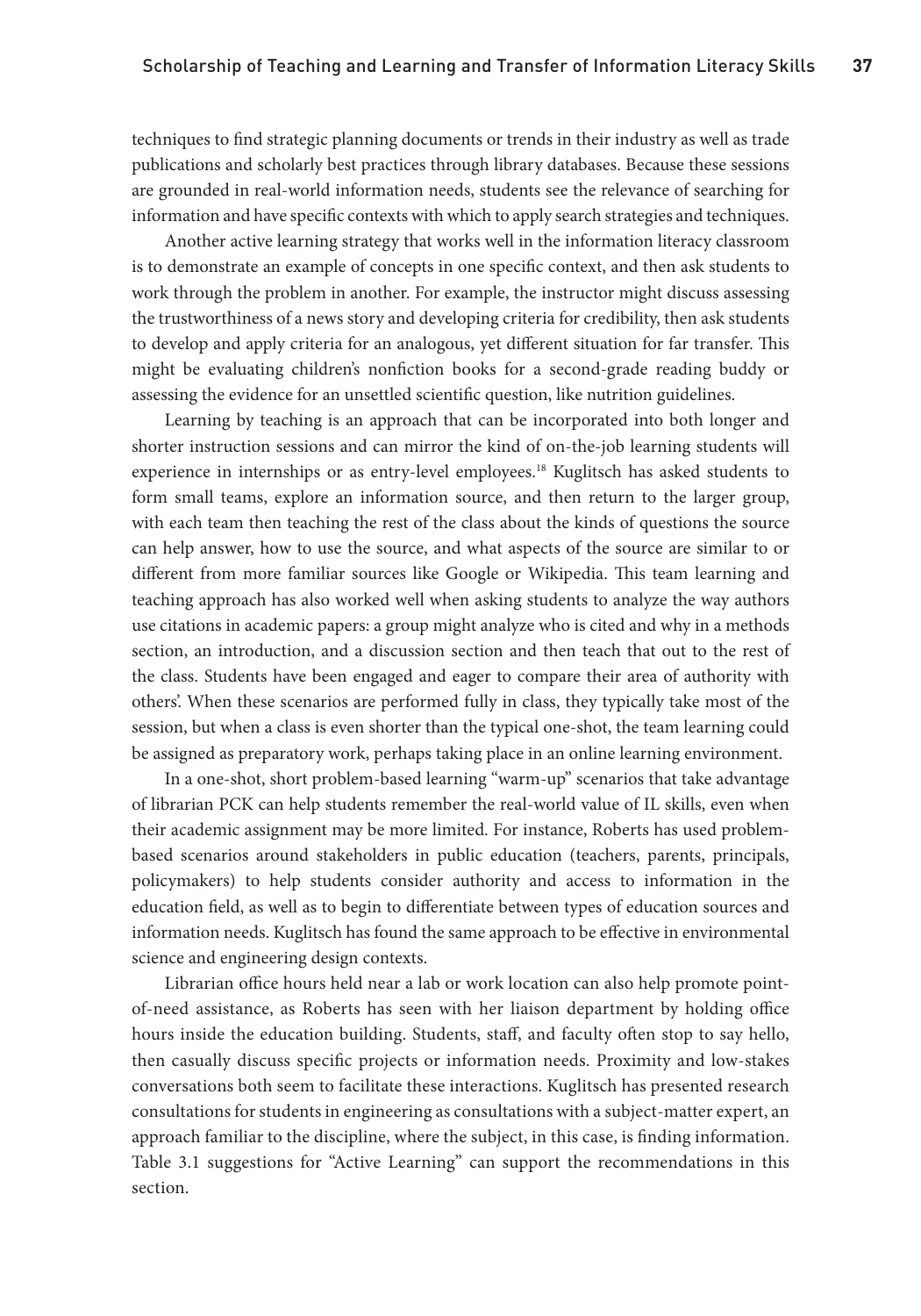techniques to find strategic planning documents or trends in their industry as well as trade publications and scholarly best practices through library databases. Because these sessions are grounded in real-world information needs, students see the relevance of searching for information and have specific contexts with which to apply search strategies and techniques.

Another active learning strategy that works well in the information literacy classroom is to demonstrate an example of concepts in one specific context, and then ask students to work through the problem in another. For example, the instructor might discuss assessing the trustworthiness of a news story and developing criteria for credibility, then ask students to develop and apply criteria for an analogous, yet different situation for far transfer. This might be evaluating children's nonfiction books for a second-grade reading buddy or assessing the evidence for an unsettled scientific question, like nutrition guidelines.

Learning by teaching is an approach that can be incorporated into both longer and shorter instruction sessions and can mirror the kind of on-the-job learning students will experience in internships or as entry-level employees.[18] Kuglitsch has asked students to form small teams, explore an information source, and then return to the larger group, with each team then teaching the rest of the class about the kinds of questions the source can help answer, how to use the source, and what aspects of the source are similar to or different from more familiar sources like Google or Wikipedia. This team learning and teaching approach has also worked well when asking students to analyze the way authors use citations in academic papers: a group might analyze who is cited and why in a methods section, an introduction, and a discussion section and then teach that out to the rest of the class. Students have been engaged and eager to compare their area of authority with others'. When these scenarios are performed fully in class, they typically take most of the session, but when a class is even shorter than the typical one-shot, the team learning could be assigned as preparatory work, perhaps taking place in an online learning environment.

In a one-shot, short problem-based learning "warm-up" scenarios that take advantage of librarian PCK can help students remember the real-world value of IL skills, even when their academic assignment may be more limited. For instance, Roberts has used problem-based scenarios around stakeholders in public education (teachers, parents, principals, policymakers) to help students consider authority and access to information in the education field, as well as to begin to differentiate between types of education sources and information needs. Kuglitsch has found the same approach to be effective in environmental science and engineering design contexts.

Librarian office hours held near a lab or work location can also help promote point-of-need assistance, as Roberts has seen with her liaison department by holding office hours inside the education building. Students, staff, and faculty often stop to say hello, then casually discuss specific projects or information needs. Proximity and low-stakes conversations both seem to facilitate these interactions. Kuglitsch has presented research consultations for students in engineering as consultations with a subject-matter expert, an approach familiar to the discipline, where the subject, in this case, is finding information. Table 3.1 suggestions for "Active Learning" can support the recommendations in this section.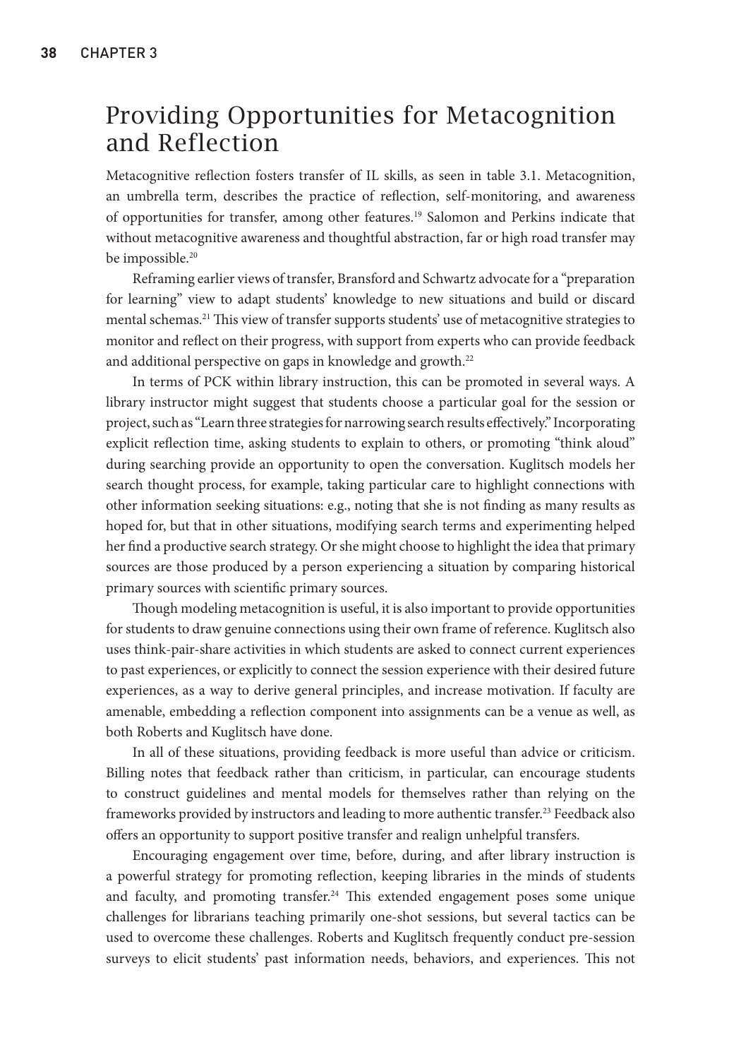## Providing Opportunities for Metacognition and Reflection

Metacognitive reflection fosters transfer of IL skills, as seen in table 3.1. Metacognition, an umbrella term, describes the practice of reflection, self-monitoring, and awareness of opportunities for transfer, among other features.[19] Salomon and Perkins indicate that without metacognitive awareness and thoughtful abstraction, far or high road transfer may be impossible.[20]

Reframing earlier views of transfer, Bransford and Schwartz advocate for a "preparation for learning" view to adapt students' knowledge to new situations and build or discard mental schemas.[21] This view of transfer supports students' use of metacognitive strategies to monitor and reflect on their progress, with support from experts who can provide feedback and additional perspective on gaps in knowledge and growth.[22]

In terms of PCK within library instruction, this can be promoted in several ways. A library instructor might suggest that students choose a particular goal for the session or project, such as "Learn three strategies for narrowing search results effectively." Incorporating explicit reflection time, asking students to explain to others, or promoting "think aloud" during searching provide an opportunity to open the conversation. Kuglitsch models her search thought process, for example, taking particular care to highlight connections with other information seeking situations: e.g., noting that she is not finding as many results as hoped for, but that in other situations, modifying search terms and experimenting helped her find a productive search strategy. Or she might choose to highlight the idea that primary sources are those produced by a person experiencing a situation by comparing historical primary sources with scientific primary sources.

Though modeling metacognition is useful, it is also important to provide opportunities for students to draw genuine connections using their own frame of reference. Kuglitsch also uses think-pair-share activities in which students are asked to connect current experiences to past experiences, or explicitly to connect the session experience with their desired future experiences, as a way to derive general principles, and increase motivation. If faculty are amenable, embedding a reflection component into assignments can be a venue as well, as both Roberts and Kuglitsch have done.

In all of these situations, providing feedback is more useful than advice or criticism. Billing notes that feedback rather than criticism, in particular, can encourage students to construct guidelines and mental models for themselves rather than relying on the frameworks provided by instructors and leading to more authentic transfer.[23] Feedback also offers an opportunity to support positive transfer and realign unhelpful transfers.

Encouraging engagement over time, before, during, and after library instruction is a powerful strategy for promoting reflection, keeping libraries in the minds of students and faculty, and promoting transfer.[24] This extended engagement poses some unique challenges for librarians teaching primarily one-shot sessions, but several tactics can be used to overcome these challenges. Roberts and Kuglitsch frequently conduct pre-session surveys to elicit students' past information needs, behaviors, and experiences. This not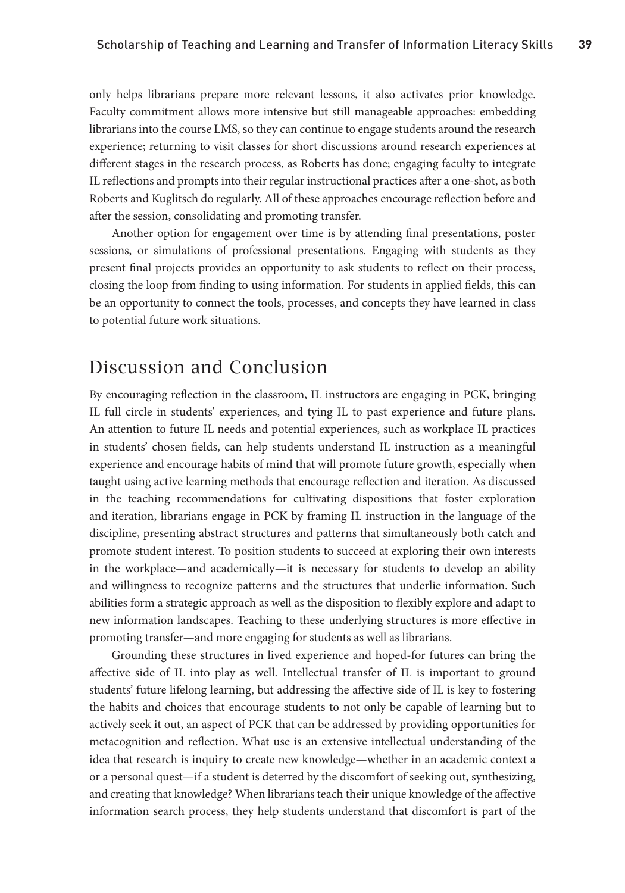only helps librarians prepare more relevant lessons, it also activates prior knowledge. Faculty commitment allows more intensive but still manageable approaches: embedding librarians into the course LMS, so they can continue to engage students around the research experience; returning to visit classes for short discussions around research experiences at different stages in the research process, as Roberts has done; engaging faculty to integrate IL reflections and prompts into their regular instructional practices after a one-shot, as both Roberts and Kuglitsch do regularly. All of these approaches encourage reflection before and after the session, consolidating and promoting transfer.

Another option for engagement over time is by attending final presentations, poster sessions, or simulations of professional presentations. Engaging with students as they present final projects provides an opportunity to ask students to reflect on their process, closing the loop from finding to using information. For students in applied fields, this can be an opportunity to connect the tools, processes, and concepts they have learned in class to potential future work situations.

## Discussion and Conclusion

By encouraging reflection in the classroom, IL instructors are engaging in PCK, bringing IL full circle in students' experiences, and tying IL to past experience and future plans. An attention to future IL needs and potential experiences, such as workplace IL practices in students' chosen fields, can help students understand IL instruction as a meaningful experience and encourage habits of mind that will promote future growth, especially when taught using active learning methods that encourage reflection and iteration. As discussed in the teaching recommendations for cultivating dispositions that foster exploration and iteration, librarians engage in PCK by framing IL instruction in the language of the discipline, presenting abstract structures and patterns that simultaneously both catch and promote student interest. To position students to succeed at exploring their own interests in the workplace—and academically—it is necessary for students to develop an ability and willingness to recognize patterns and the structures that underlie information. Such abilities form a strategic approach as well as the disposition to flexibly explore and adapt to new information landscapes. Teaching to these underlying structures is more effective in promoting transfer—and more engaging for students as well as librarians.

Grounding these structures in lived experience and hoped-for futures can bring the affective side of IL into play as well. Intellectual transfer of IL is important to ground students' future lifelong learning, but addressing the affective side of IL is key to fostering the habits and choices that encourage students to not only be capable of learning but to actively seek it out, an aspect of PCK that can be addressed by providing opportunities for metacognition and reflection. What use is an extensive intellectual understanding of the idea that research is inquiry to create new knowledge—whether in an academic context a or a personal quest—if a student is deterred by the discomfort of seeking out, synthesizing, and creating that knowledge? When librarians teach their unique knowledge of the affective information search process, they help students understand that discomfort is part of the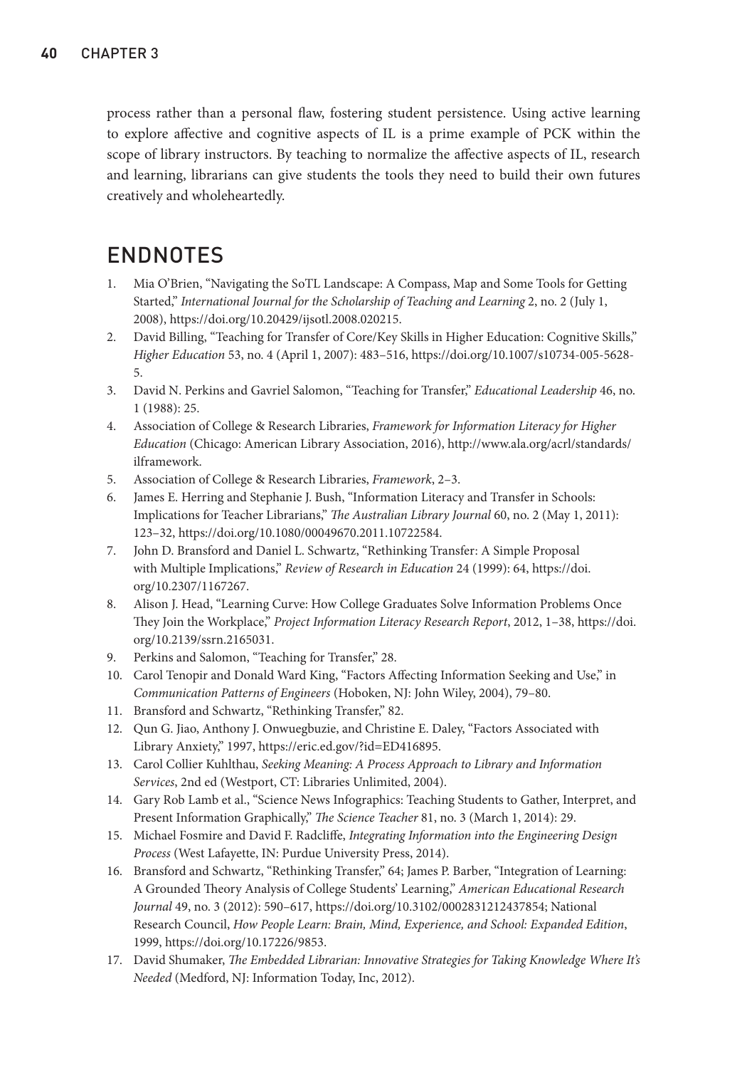process rather than a personal flaw, fostering student persistence. Using active learning to explore affective and cognitive aspects of IL is a prime example of PCK within the scope of library instructors. By teaching to normalize the affective aspects of IL, research and learning, librarians can give students the tools they need to build their own futures creatively and wholeheartedly.

## ENDNOTES

1. Mia O'Brien, "Navigating the SoTL Landscape: A Compass, Map and Some Tools for Getting Started," *International Journal for the Scholarship of Teaching and Learning* 2, no. 2 (July 1, 2008), https://doi.org/10.20429/ijsotl.2008.020215.
2. David Billing, "Teaching for Transfer of Core/Key Skills in Higher Education: Cognitive Skills," *Higher Education* 53, no. 4 (April 1, 2007): 483–516, https://doi.org/10.1007/s10734-005-5628-5.
3. David N. Perkins and Gavriel Salomon, "Teaching for Transfer," *Educational Leadership* 46, no. 1 (1988): 25.
4. Association of College & Research Libraries, *Framework for Information Literacy for Higher Education* (Chicago: American Library Association, 2016), http://www.ala.org/acrl/standards/ilframework.
5. Association of College & Research Libraries, *Framework*, 2–3.
6. James E. Herring and Stephanie J. Bush, "Information Literacy and Transfer in Schools: Implications for Teacher Librarians," *The Australian Library Journal* 60, no. 2 (May 1, 2011): 123–32, https://doi.org/10.1080/00049670.2011.10722584.
7. John D. Bransford and Daniel L. Schwartz, "Rethinking Transfer: A Simple Proposal with Multiple Implications," *Review of Research in Education* 24 (1999): 64, https://doi.org/10.2307/1167267.
8. Alison J. Head, "Learning Curve: How College Graduates Solve Information Problems Once They Join the Workplace," *Project Information Literacy Research Report*, 2012, 1–38, https://doi.org/10.2139/ssrn.2165031.
9. Perkins and Salomon, "Teaching for Transfer," 28.
10. Carol Tenopir and Donald Ward King, "Factors Affecting Information Seeking and Use," in *Communication Patterns of Engineers* (Hoboken, NJ: John Wiley, 2004), 79–80.
11. Bransford and Schwartz, "Rethinking Transfer," 82.
12. Qun G. Jiao, Anthony J. Onwuegbuzie, and Christine E. Daley, "Factors Associated with Library Anxiety," 1997, https://eric.ed.gov/?id=ED416895.
13. Carol Collier Kuhlthau, *Seeking Meaning: A Process Approach to Library and Information Services*, 2nd ed (Westport, CT: Libraries Unlimited, 2004).
14. Gary Rob Lamb et al., "Science News Infographics: Teaching Students to Gather, Interpret, and Present Information Graphically," *The Science Teacher* 81, no. 3 (March 1, 2014): 29.
15. Michael Fosmire and David F. Radcliffe, *Integrating Information into the Engineering Design Process* (West Lafayette, IN: Purdue University Press, 2014).
16. Bransford and Schwartz, "Rethinking Transfer," 64; James P. Barber, "Integration of Learning: A Grounded Theory Analysis of College Students' Learning," *American Educational Research Journal* 49, no. 3 (2012): 590–617, https://doi.org/10.3102/0002831212437854; National Research Council, *How People Learn: Brain, Mind, Experience, and School: Expanded Edition*, 1999, https://doi.org/10.17226/9853.
17. David Shumaker, *The Embedded Librarian: Innovative Strategies for Taking Knowledge Where It's Needed* (Medford, NJ: Information Today, Inc, 2012).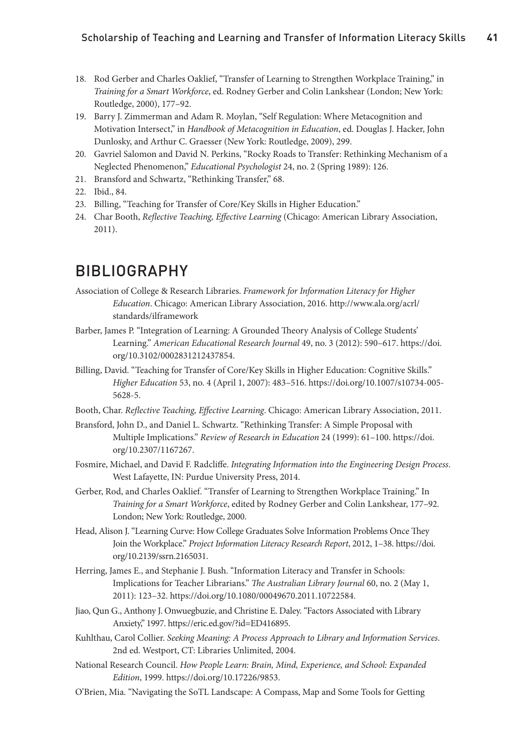18. Rod Gerber and Charles Oaklief, "Transfer of Learning to Strengthen Workplace Training," in *Training for a Smart Workforce*, ed. Rodney Gerber and Colin Lankshear (London; New York: Routledge, 2000), 177–92.
19. Barry J. Zimmerman and Adam R. Moylan, "Self Regulation: Where Metacognition and Motivation Intersect," in *Handbook of Metacognition in Education*, ed. Douglas J. Hacker, John Dunlosky, and Arthur C. Graesser (New York: Routledge, 2009), 299.
20. Gavriel Salomon and David N. Perkins, "Rocky Roads to Transfer: Rethinking Mechanism of a Neglected Phenomenon," *Educational Psychologist* 24, no. 2 (Spring 1989): 126.
21. Bransford and Schwartz, "Rethinking Transfer," 68.
22. Ibid., 84.
23. Billing, "Teaching for Transfer of Core/Key Skills in Higher Education."
24. Char Booth, *Reflective Teaching, Effective Learning* (Chicago: American Library Association, 2011).

## BIBLIOGRAPHY

Association of College & Research Libraries. *Framework for Information Literacy for Higher Education*. Chicago: American Library Association, 2016. http://www.ala.org/acrl/standards/ilframework

Barber, James P. "Integration of Learning: A Grounded Theory Analysis of College Students' Learning." *American Educational Research Journal* 49, no. 3 (2012): 590–617. https://doi.org/10.3102/0002831212437854.

Billing, David. "Teaching for Transfer of Core/Key Skills in Higher Education: Cognitive Skills." *Higher Education* 53, no. 4 (April 1, 2007): 483–516. https://doi.org/10.1007/s10734-005-5628-5.

Booth, Char. *Reflective Teaching, Effective Learning*. Chicago: American Library Association, 2011.

Bransford, John D., and Daniel L. Schwartz. "Rethinking Transfer: A Simple Proposal with Multiple Implications." *Review of Research in Education* 24 (1999): 61–100. https://doi.org/10.2307/1167267.

Fosmire, Michael, and David F. Radcliffe. *Integrating Information into the Engineering Design Process*. West Lafayette, IN: Purdue University Press, 2014.

Gerber, Rod, and Charles Oaklief. "Transfer of Learning to Strengthen Workplace Training." In *Training for a Smart Workforce*, edited by Rodney Gerber and Colin Lankshear, 177–92. London; New York: Routledge, 2000.

Head, Alison J. "Learning Curve: How College Graduates Solve Information Problems Once They Join the Workplace." *Project Information Literacy Research Report*, 2012, 1–38. https://doi.org/10.2139/ssrn.2165031.

Herring, James E., and Stephanie J. Bush. "Information Literacy and Transfer in Schools: Implications for Teacher Librarians." *The Australian Library Journal* 60, no. 2 (May 1, 2011): 123–32. https://doi.org/10.1080/00049670.2011.10722584.

Jiao, Qun G., Anthony J. Onwuegbuzie, and Christine E. Daley. "Factors Associated with Library Anxiety," 1997. https://eric.ed.gov/?id=ED416895.

Kuhlthau, Carol Collier. *Seeking Meaning: A Process Approach to Library and Information Services*. 2nd ed. Westport, CT: Libraries Unlimited, 2004.

National Research Council. *How People Learn: Brain, Mind, Experience, and School: Expanded Edition*, 1999. https://doi.org/10.17226/9853.

O'Brien, Mia. "Navigating the SoTL Landscape: A Compass, Map and Some Tools for Getting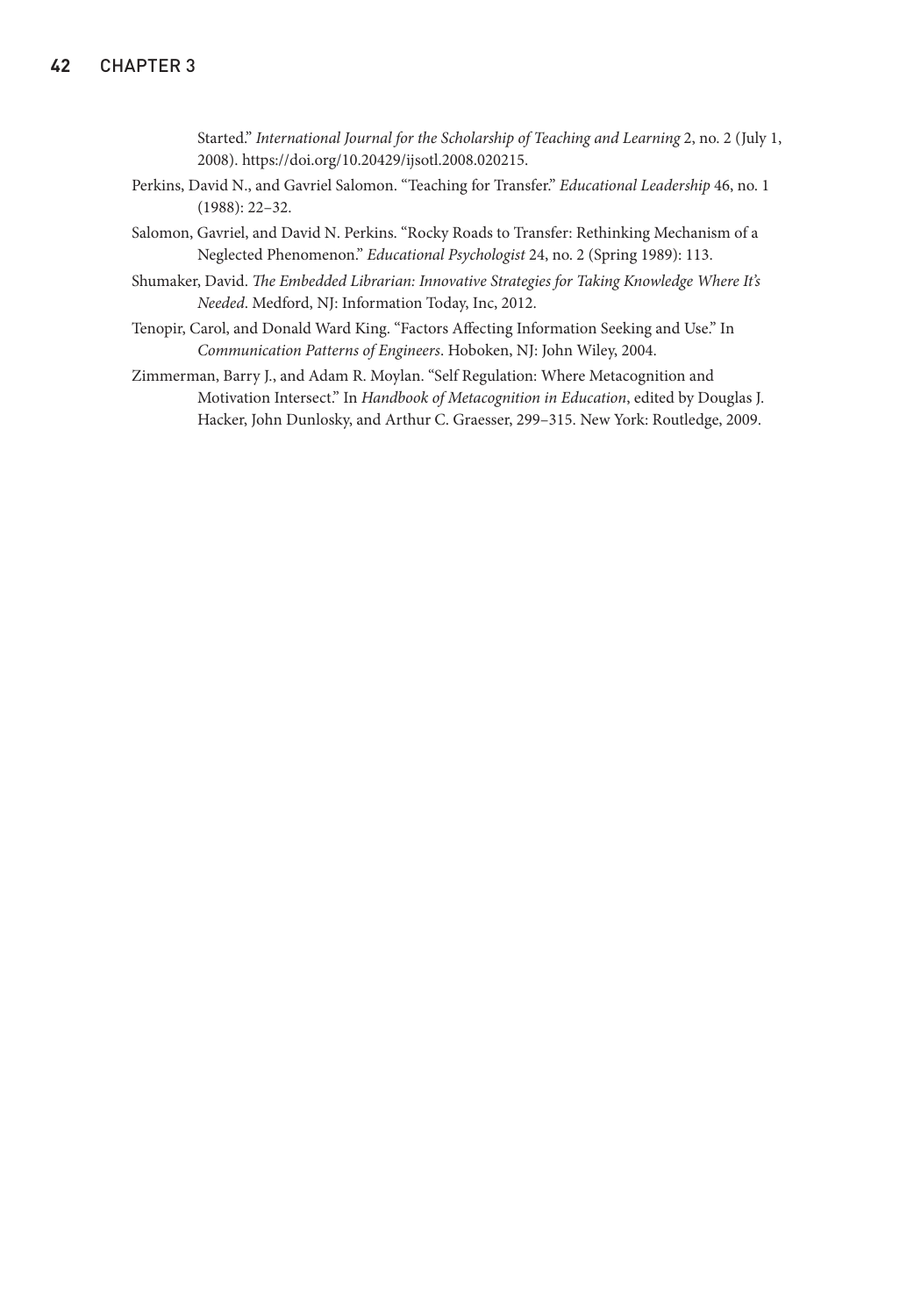Started." *International Journal for the Scholarship of Teaching and Learning* 2, no. 2 (July 1, 2008). https://doi.org/10.20429/ijsotl.2008.020215.

Perkins, David N., and Gavriel Salomon. "Teaching for Transfer." *Educational Leadership* 46, no. 1 (1988): 22–32.

Salomon, Gavriel, and David N. Perkins. "Rocky Roads to Transfer: Rethinking Mechanism of a Neglected Phenomenon." *Educational Psychologist* 24, no. 2 (Spring 1989): 113.

Shumaker, David. *The Embedded Librarian: Innovative Strategies for Taking Knowledge Where It's Needed*. Medford, NJ: Information Today, Inc, 2012.

Tenopir, Carol, and Donald Ward King. "Factors Affecting Information Seeking and Use." In *Communication Patterns of Engineers*. Hoboken, NJ: John Wiley, 2004.

Zimmerman, Barry J., and Adam R. Moylan. "Self Regulation: Where Metacognition and Motivation Intersect." In *Handbook of Metacognition in Education*, edited by Douglas J. Hacker, John Dunlosky, and Arthur C. Graesser, 299–315. New York: Routledge, 2009.